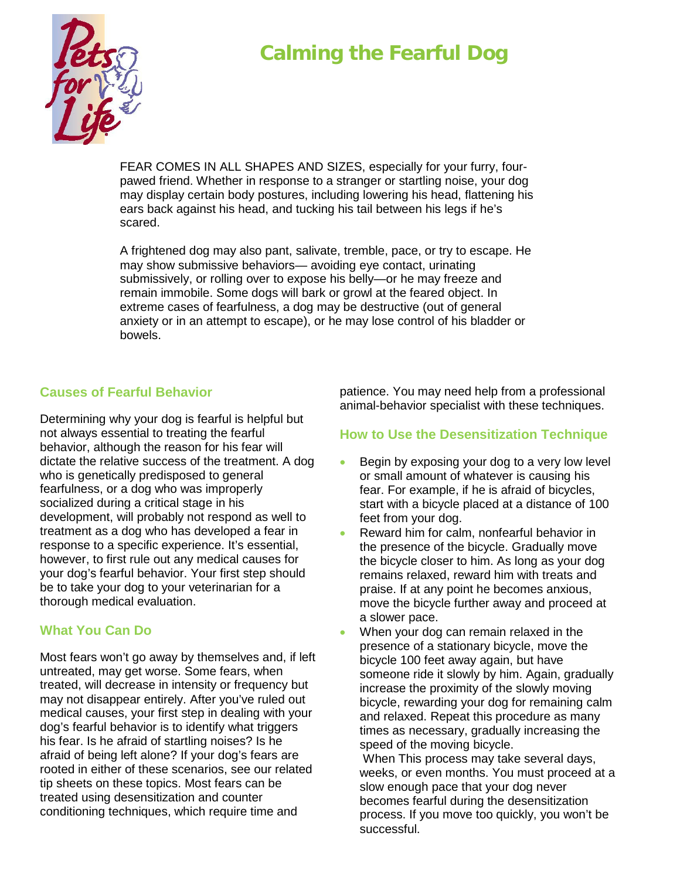# Calming the Fearful Dog

FEAR COMES IN ALL SHAPES AND SIZES, especially for your furry, four-pawed friend. Whether in response to a stranger or startling noise, your dog may display certain body postures, including lowering his head, flattening his ears back against his head, and tucking his tail between his legs if he's scared.

A frightened dog may also pant, salivate, tremble, pace, or try to escape. He may show submissive behaviors— avoiding eye contact, urinating submissively, or rolling over to expose his belly—or he may freeze and remain immobile. Some dogs will bark or growl at the feared object. In extreme cases of fearfulness, a dog may be destructive (out of general anxiety or in an attempt to escape), or he may lose control of his bladder or bowels.

## Causes of Fearful Behavior

Determining why your dog is fearful is helpful but not always essential to treating the fearful behavior, although the reason for his fear will dictate the relative success of the treatment. A dog who is genetically predisposed to general fearfulness, or a dog who was improperly socialized during a critical stage in his development, will probably not respond as well to treatment as a dog who has developed a fear in response to a specific experience. It's essential, however, to first rule out any medical causes for your dog's fearful behavior. Your first step should be to take your dog to your veterinarian for a thorough medical evaluation.

## What You Can Do

Most fears won't go away by themselves and, if left untreated, may get worse. Some fears, when treated, will decrease in intensity or frequency but may not disappear entirely. After you've ruled out medical causes, your first step in dealing with your dog's fearful behavior is to identify what triggers his fear. Is he afraid of startling noises? Is he afraid of being left alone? If your dog's fears are rooted in either of these scenarios, see our related tip sheets on these topics. Most fears can be treated using desensitization and counter conditioning techniques, which require time and patience. You may need help from a professional animal-behavior specialist with these techniques.

## How to Use the Desensitization Technique

- Begin by exposing your dog to a very low level or small amount of whatever is causing his fear. For example, if he is afraid of bicycles, start with a bicycle placed at a distance of 100 feet from your dog.
- Reward him for calm, nonfearful behavior in the presence of the bicycle. Gradually move the bicycle closer to him. As long as your dog remains relaxed, reward him with treats and praise. If at any point he becomes anxious, move the bicycle further away and proceed at a slower pace.
- When your dog can remain relaxed in the presence of a stationary bicycle, move the bicycle 100 feet away again, but have someone ride it slowly by him. Again, gradually increase the proximity of the slowly moving bicycle, rewarding your dog for remaining calm and relaxed. Repeat this procedure as many times as necessary, gradually increasing the speed of the moving bicycle.
  When This process may take several days, weeks, or even months. You must proceed at a slow enough pace that your dog never becomes fearful during the desensitization process. If you move too quickly, you won't be successful.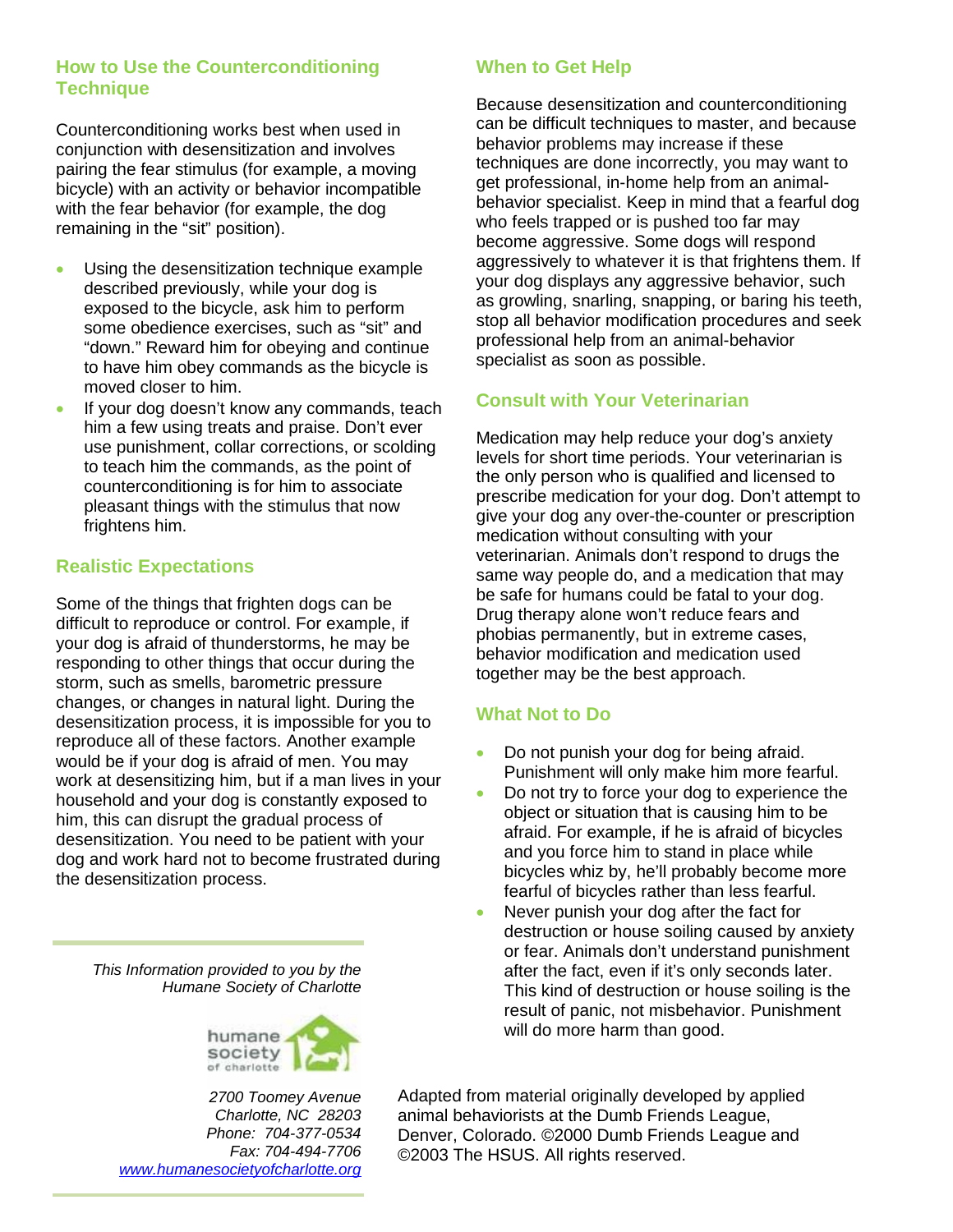## How to Use the Counterconditioning Technique

Counterconditioning works best when used in conjunction with desensitization and involves pairing the fear stimulus (for example, a moving bicycle) with an activity or behavior incompatible with the fear behavior (for example, the dog remaining in the "sit" position).

- Using the desensitization technique example described previously, while your dog is exposed to the bicycle, ask him to perform some obedience exercises, such as "sit" and "down." Reward him for obeying and continue to have him obey commands as the bicycle is moved closer to him.
- If your dog doesn't know any commands, teach him a few using treats and praise. Don't ever use punishment, collar corrections, or scolding to teach him the commands, as the point of counterconditioning is for him to associate pleasant things with the stimulus that now frightens him.

## Realistic Expectations

Some of the things that frighten dogs can be difficult to reproduce or control. For example, if your dog is afraid of thunderstorms, he may be responding to other things that occur during the storm, such as smells, barometric pressure changes, or changes in natural light. During the desensitization process, it is impossible for you to reproduce all of these factors. Another example would be if your dog is afraid of men. You may work at desensitizing him, but if a man lives in your household and your dog is constantly exposed to him, this can disrupt the gradual process of desensitization. You need to be patient with your dog and work hard not to become frustrated during the desensitization process.

*This Information provided to you by the Humane Society of Charlotte*

humane society of charlotte

*2700 Toomey Avenue*
*Charlotte, NC 28203*
*Phone: 704-377-0534*
*Fax: 704-494-7706*
*www.humanesocietyofcharlotte.org*

## When to Get Help

Because desensitization and counterconditioning can be difficult techniques to master, and because behavior problems may increase if these techniques are done incorrectly, you may want to get professional, in-home help from an animal-behavior specialist. Keep in mind that a fearful dog who feels trapped or is pushed too far may become aggressive. Some dogs will respond aggressively to whatever it is that frightens them. If your dog displays any aggressive behavior, such as growling, snarling, snapping, or baring his teeth, stop all behavior modification procedures and seek professional help from an animal-behavior specialist as soon as possible.

## Consult with Your Veterinarian

Medication may help reduce your dog's anxiety levels for short time periods. Your veterinarian is the only person who is qualified and licensed to prescribe medication for your dog. Don't attempt to give your dog any over-the-counter or prescription medication without consulting with your veterinarian. Animals don't respond to drugs the same way people do, and a medication that may be safe for humans could be fatal to your dog. Drug therapy alone won't reduce fears and phobias permanently, but in extreme cases, behavior modification and medication used together may be the best approach.

## What Not to Do

- Do not punish your dog for being afraid. Punishment will only make him more fearful.
- Do not try to force your dog to experience the object or situation that is causing him to be afraid. For example, if he is afraid of bicycles and you force him to stand in place while bicycles whiz by, he'll probably become more fearful of bicycles rather than less fearful.
- Never punish your dog after the fact for destruction or house soiling caused by anxiety or fear. Animals don't understand punishment after the fact, even if it's only seconds later. This kind of destruction or house soiling is the result of panic, not misbehavior. Punishment will do more harm than good.

Adapted from material originally developed by applied animal behaviorists at the Dumb Friends League, Denver, Colorado. ©2000 Dumb Friends League and ©2003 The HSUS. All rights reserved.